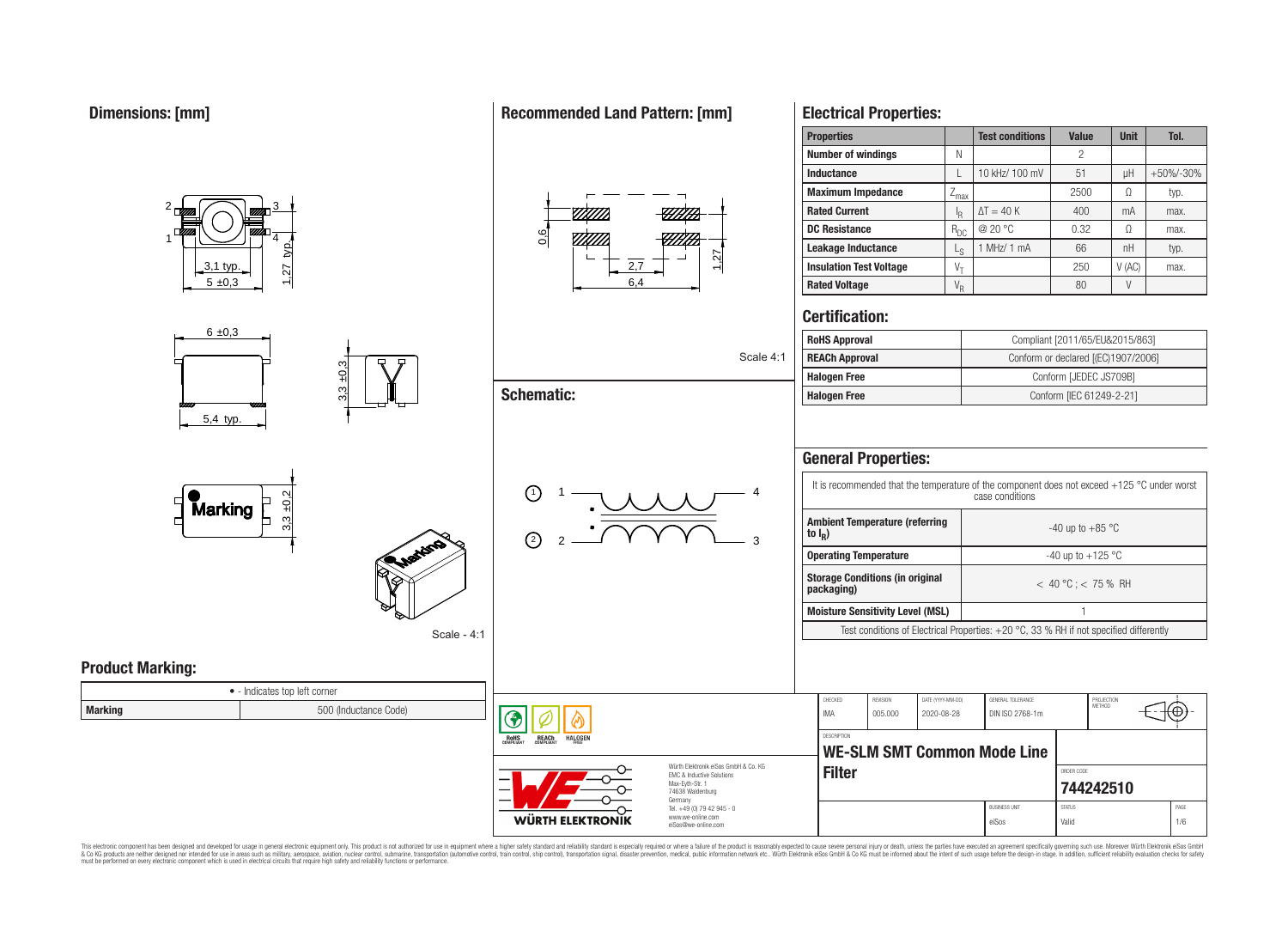## Dimensions: [mm]

3,1 typ.
5 ±0,3
1,27 typ.
6 ±0,3
5,4 typ.
3,3 ±0,3
3,3 ±0,2

Scale - 4:1

## Recommended Land Pattern: [mm]

0,6
2,7
6,4
1,27

Scale 4:1

## Schematic:

## Electrical Properties:

| Properties | | Test conditions | Value | Unit | Tol. |
|---|---|---|---|---|---|
| Number of windings | N | | 2 | | |
| Inductance | L | 10 kHz/ 100 mV | 51 | µH | +50%/-30% |
| Maximum Impedance | $Z_{max}$ | | 2500 | Ω | typ. |
| Rated Current | $I_R$ | ΔT = 40 K | 400 | mA | max. |
| DC Resistance | $R_{DC}$ | @ 20 °C | 0.32 | Ω | max. |
| Leakage Inductance | $L_S$ | 1 MHz/ 1 mA | 66 | nH | typ. |
| Insulation Test Voltage | $V_T$ | | 250 | V (AC) | max. |
| Rated Voltage | $V_R$ | | 80 | V | |

## Certification:

| | |
|---|---|
| RoHS Approval | Compliant [2011/65/EU&2015/863] |
| REACh Approval | Conform or declared [(EC)1907/2006] |
| Halogen Free | Conform [JEDEC JS709B] |
| Halogen Free | Conform [IEC 61249-2-21] |

## General Properties:

It is recommended that the temperature of the component does not exceed +125 °C under worst case conditions

| | |
|---|---|
| Ambient Temperature (referring to $I_R$) | -40 up to +85 °C |
| Operating Temperature | -40 up to +125 °C |
| Storage Conditions (in original packaging) | < 40 °C ; < 75 % RH |
| Moisture Sensitivity Level (MSL) | 1 |

Test conditions of Electrical Properties: +20 °C, 33 % RH if not specified differently

## Product Marking:

| • - Indicates top left corner | |
|---|---|
| Marking | 500 (Inductance Code) |

| CHECKED | REVISION | DATE (YYYY-MM-DD) | GENERAL TOLERANCE | PROJECTION METHOD |
|---|---|---|---|---|
| IMA | 005.000 | 2020-08-28 | DIN ISO 2768-1m | |

DESCRIPTION
**WE-SLM SMT Common Mode Line Filter**

ORDER CODE
**744242510**

| BUSINESS UNIT | STATUS | PAGE |
|---|---|---|
| eiSos | Valid | 1/6 |

Würth Elektronik eiSos GmbH & Co. KG
EMC & Inductive Solutions
Max-Eyth-Str. 1
74638 Waldenburg
Germany
Tel. +49 (0) 79 42 945 - 0
www.we-online.com
eiSos@we-online.com

This electronic component has been designed and developed for usage in general electronic equipment only. This product is not authorized for use in equipment where a higher safety standard and reliability standard is especially required or where a failure of the product is reasonably expected to cause severe personal injury or death, unless the parties have executed an agreement specifically governing such use. Moreover Würth Elektronik eiSos GmbH & Co KG products are neither designed nor intended for use in areas such as military, aerospace, aviation, nuclear control, submarine, transportation (automotive control, train control, ship control), transportation signal, disaster prevention, medical, public information network etc.. Würth Elektronik eiSos GmbH & Co KG must be informed about the intent of such usage before the design-in stage. In addition, sufficient reliability evaluation checks for safety must be performed on every electronic component which is used in electrical circuits that require high safety and reliability functions or performance.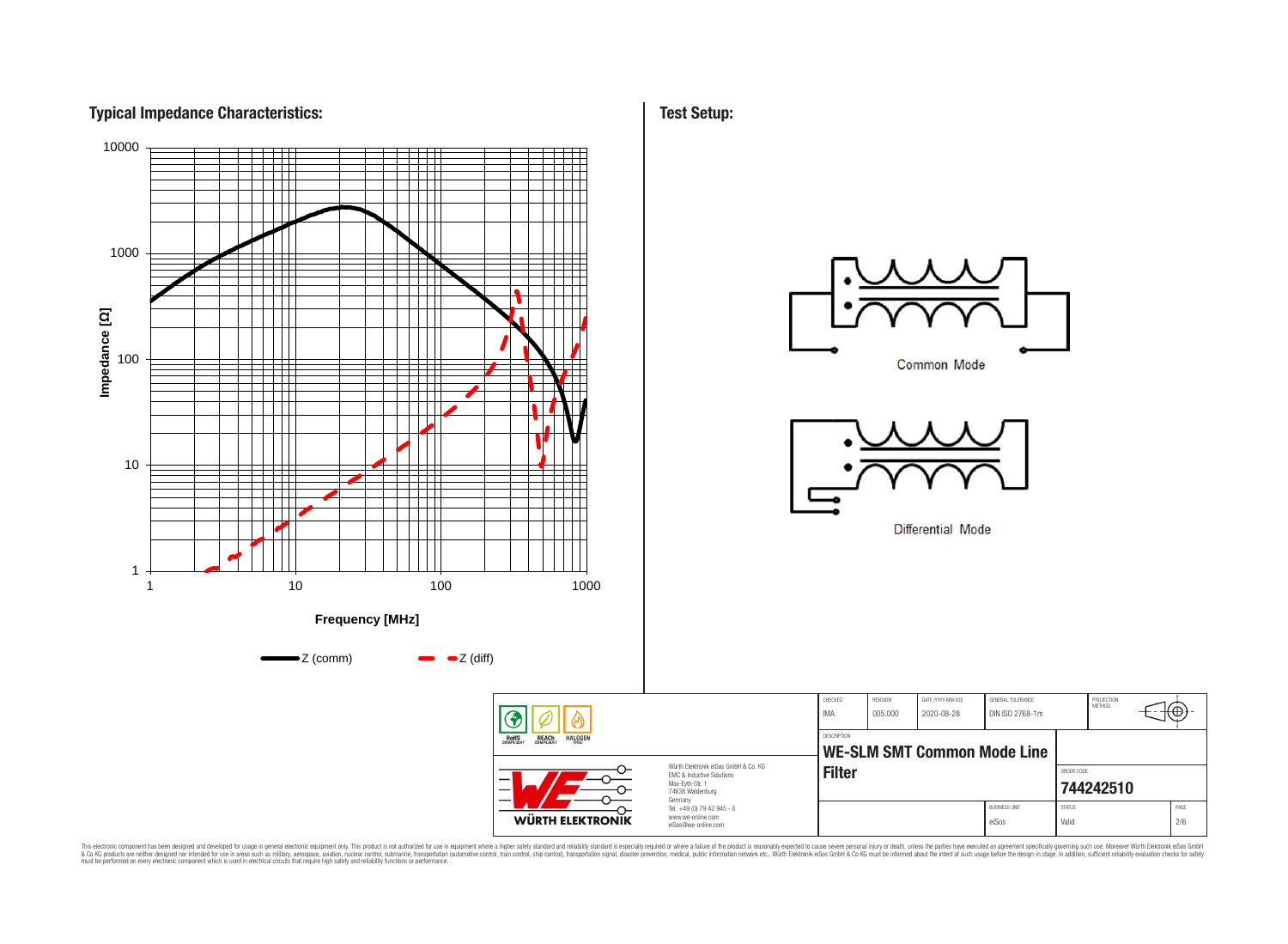## Typical Impedance Characteristics:

Impedance [Ω]

10000
1000
100
10
1

1 10 100 1000

Frequency [MHz]

Z (comm) Z (diff)

## Test Setup:

Common Mode

Differential Mode

| CHECKED | REVISION | DATE (YYYY-MM-DD) | GENERAL TOLERANCE | PROJECTION METHOD |
|---|---|---|---|---|
| IMA | 005.000 | 2020-08-28 | DIN ISO 2768-1m | |

DESCRIPTION

**WE-SLM SMT Common Mode Line Filter**

ORDER CODE

**744242510**

| BUSINESS UNIT | STATUS | PAGE |
|---|---|---|
| eiSos | Valid | 2/6 |

RoHS COMPLIANT REACh COMPLIANT HALOGEN FREE

WÜRTH ELEKTRONIK

Würth Elektronik eiSos GmbH & Co. KG
EMC & Inductive Solutions
Max-Eyth-Str. 1
74638 Waldenburg
Germany
Tel. +49 (0) 79 42 945 - 0
www.we-online.com
eiSos@we-online.com

This electronic component has been designed and developed for usage in general electronic equipment only. This product is not authorized for use in equipment where a higher safety standard and reliability standard is especially required or where a failure of the product is reasonably expected to cause severe personal injury or death, unless the parties have executed an agreement specifically governing such use. Moreover Würth Elektronik eiSos GmbH & Co KG products are neither designed nor intended for use in areas such as military, aerospace, aviation, nuclear control, submarine, transportation (automotive control, train control, ship control), transportation signal, disaster prevention, medical, public information network etc.. Würth Elektronik eiSos GmbH & Co KG must be informed about the intent of such usage before the design-in stage. In addition, sufficient reliability evaluation checks for safety must be performed on every electronic component which is used in electrical circuits that require high safety and reliability functions or performance.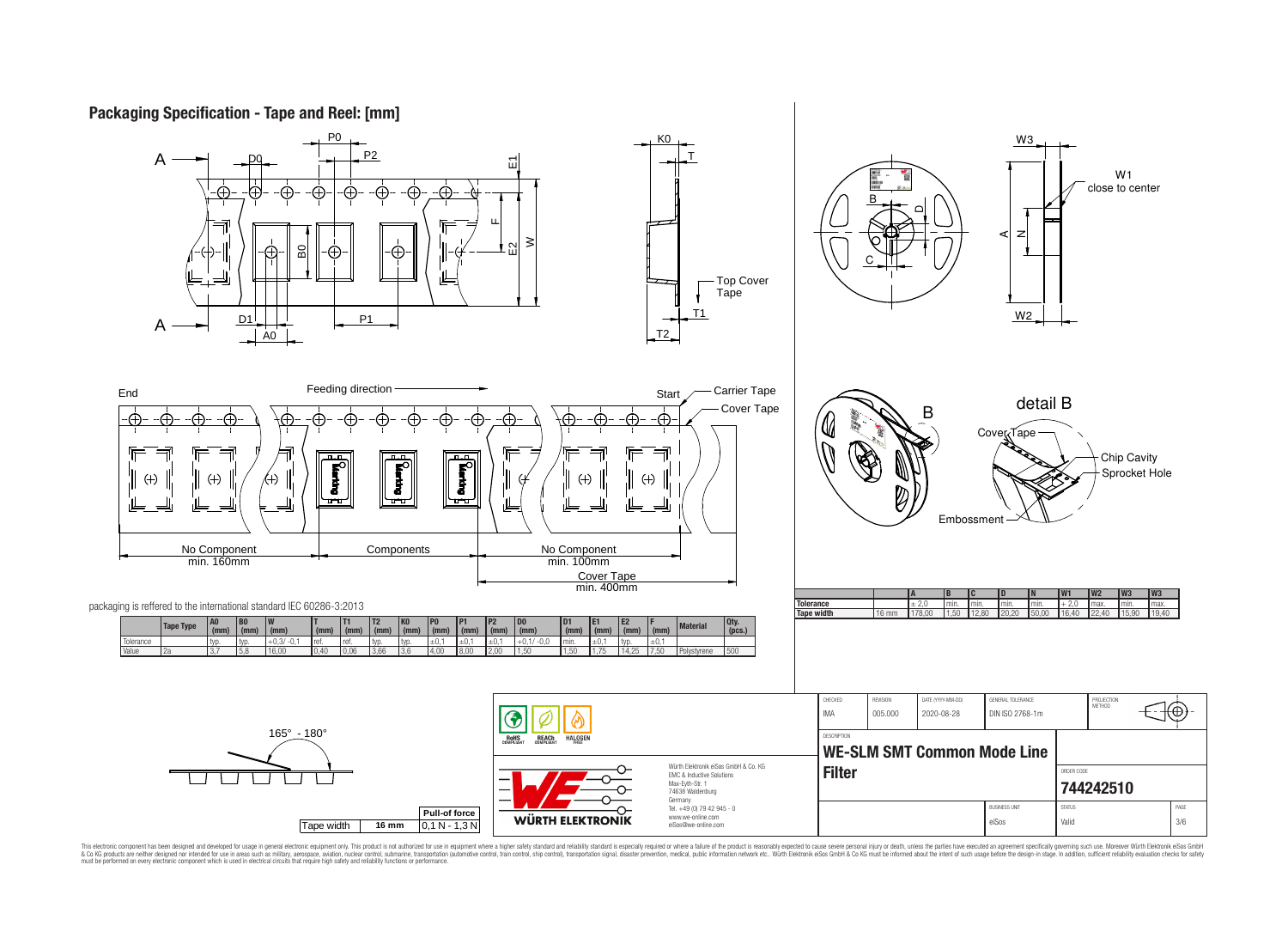## Packaging Specification - Tape and Reel: [mm]

End — Feeding direction — Start

Carrier Tape
Cover Tape

No Component min. 160mm — Components — No Component min. 100mm

Cover Tape min. 400mm

packaging is reffered to the international standard IEC 60286-3:2013

| | Tape Type | A0 (mm) | B0 (mm) | W (mm) | T (mm) | T1 (mm) | T2 (mm) | K0 (mm) | P0 (mm) | P1 (mm) | P2 (mm) | D0 (mm) | D1 (mm) | E1 (mm) | E2 (mm) | F (mm) | Material | Qty. (pcs.) |
|---|---|---|---|---|---|---|---|---|---|---|---|---|---|---|---|---|---|---|
| Tolerance | | typ. | typ. | +0,3/ -0,1 | ref. | ref. | typ. | typ. | ±0,1 | ±0,1 | ±0,1 | +0,1/ -0,0 | min. | ±0,1 | typ. | ±0,1 | | |
| Value | 2a | 3,7 | 5,8 | 16,00 | 0,40 | 0,06 | 3,66 | 3,6 | 4,00 | 8,00 | 2,00 | 1,50 | 1,50 | 1,75 | 14,25 | 7,50 | Polystyrene | 500 |

W1 close to center

detail B: Cover Tape, Chip Cavity, Sprocket Hole, Embossment

| | | A | B | C | D | N | W1 | W2 | W3 | W3 |
|---|---|---|---|---|---|---|---|---|---|---|
| Tolerance | | ± 2,0 | min. | min. | min. | min. | + 2,0 | max. | min. | max. |
| Tape width | 16 mm | 178,00 | 1,50 | 12,80 | 20,20 | 50,00 | 16,40 | 22,40 | 15,90 | 19,40 |

165° - 180°

| Tape width | 16 mm | Pull-of force |
|---|---|---|
| | | 0,1 N - 1,3 N |

RoHS COMPLIANT — REACh COMPLIANT — HALOGEN FREE

Würth Elektronik eiSos GmbH & Co. KG
EMC & Inductive Solutions
Max-Eyth-Str. 1
74638 Waldenburg
Germany
Tel. +49 (0) 79 42 945 - 0
www.we-online.com
eiSos@we-online.com

WÜRTH ELEKTRONIK

| CHECKED | REVISION | DATE (YYYY-MM-DD) | GENERAL TOLERANCE | PROJECTION METHOD |
|---|---|---|---|---|
| IMA | 005.000 | 2020-08-28 | DIN ISO 2768-1m | |

DESCRIPTION
**WE-SLM SMT Common Mode Line Filter**

ORDER CODE
**744242510**

| BUSINESS UNIT | STATUS | PAGE |
|---|---|---|
| eiSos | Valid | 3/6 |

This electronic component has been designed and developed for usage in general electronic equipment only. This product is not authorized for use in equipment where a higher safety standard and reliability standard is especially required or where a failure of the product is reasonably expected to cause severe personal injury or death, unless the parties have executed an agreement specifically governing such use. Moreover Würth Elektronik eiSos GmbH & Co KG products are neither designed nor intended for use in areas such as military, aerospace, aviation, nuclear control, submarine, transportation (automotive control, train control, ship control), transportation signal, disaster prevention, medical, public information network etc.. Würth Elektronik eiSos GmbH & Co KG must be informed about the intent of such usage before the design-in stage. In addition, sufficient reliability evaluation checks for safety must be performed on every electronic component which is used in electrical circuits that require high safety and reliability functions or performance.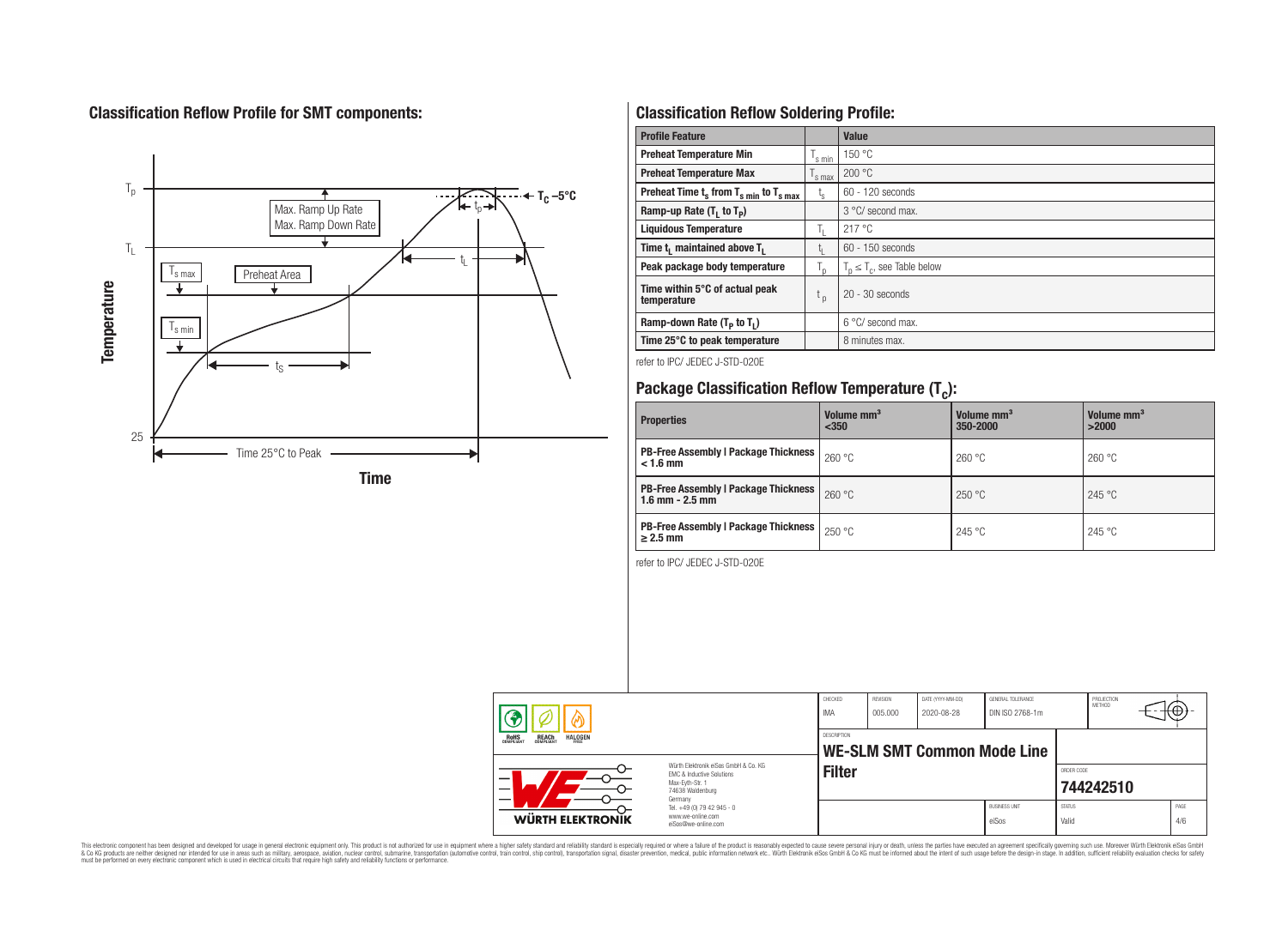## Classification Reflow Profile for SMT components:

## Classification Reflow Soldering Profile:

| Profile Feature | | Value |
|---|---|---|
| Preheat Temperature Min | $T_{s\,min}$ | 150 °C |
| Preheat Temperature Max | $T_{s\,max}$ | 200 °C |
| Preheat Time $t_s$ from $T_{s\,min}$ to $T_{s\,max}$ | $t_s$ | 60 - 120 seconds |
| Ramp-up Rate ($T_L$ to $T_P$) | | 3 °C/ second max. |
| Liquidous Temperature | $T_L$ | 217 °C |
| Time $t_L$ maintained above $T_L$ | $t_L$ | 60 - 150 seconds |
| Peak package body temperature | $T_p$ | $T_p \leq T_c$, see Table below |
| Time within 5°C of actual peak temperature | $t_p$ | 20 - 30 seconds |
| Ramp-down Rate ($T_P$ to $T_L$) | | 6 °C/ second max. |
| Time 25°C to peak temperature | | 8 minutes max. |

refer to IPC/ JEDEC J-STD-020E

## Package Classification Reflow Temperature ($T_c$):

| Properties | Volume mm³ <350 | Volume mm³ 350-2000 | Volume mm³ >2000 |
|---|---|---|---|
| PB-Free Assembly \| Package Thickness < 1.6 mm | 260 °C | 260 °C | 260 °C |
| PB-Free Assembly \| Package Thickness 1.6 mm - 2.5 mm | 260 °C | 250 °C | 245 °C |
| PB-Free Assembly \| Package Thickness ≥ 2.5 mm | 250 °C | 245 °C | 245 °C |

refer to IPC/ JEDEC J-STD-020E

| CHECKED | REVISION | DATE (YYYY-MM-DD) | GENERAL TOLERANCE | PROJECTION METHOD |
|---|---|---|---|---|
| IMA | 005.000 | 2020-08-28 | DIN ISO 2768-1m | |

DESCRIPTION
**WE-SLM SMT Common Mode Line Filter**

ORDER CODE: **744242510**

BUSINESS UNIT: eiSos | STATUS: Valid | PAGE: 4/6

Würth Elektronik eiSos GmbH & Co. KG
EMC & Inductive Solutions
Max-Eyth-Str. 1
74638 Waldenburg
Germany
Tel. +49 (0) 79 42 945 - 0
www.we-online.com
eiSos@we-online.com

This electronic component has been designed and developed for usage in general electronic equipment only. This product is not authorized for use in equipment where a higher safety standard and reliability standard is especially required or where a failure of the product is reasonably expected to cause severe personal injury or death, unless the parties have executed an agreement specifically governing such use. Moreover Würth Elektronik eiSos GmbH & Co KG products are neither designed nor intended for use in areas such as military, aerospace, aviation, nuclear control, submarine, transportation (automotive control, train control, ship control), transportation signal, disaster prevention, medical, public information network etc.. Würth Elektronik eiSos GmbH & Co KG must be informed about the intent of such usage before the design-in stage. In addition, sufficient reliability evaluation checks for safety must be performed on every electronic component which is used in electrical circuits that require high safety and reliability functions or performance.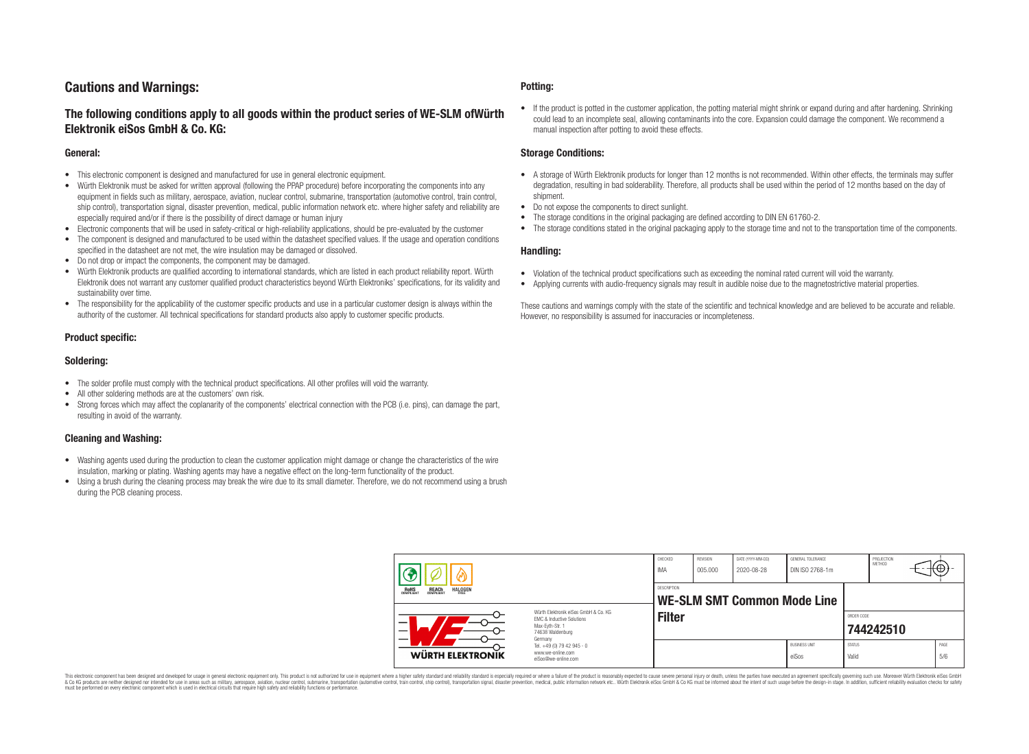# Cautions and Warnings:

## The following conditions apply to all goods within the product series of WE-SLM ofWürth Elektronik eiSos GmbH & Co. KG:

### General:

- This electronic component is designed and manufactured for use in general electronic equipment.
- Würth Elektronik must be asked for written approval (following the PPAP procedure) before incorporating the components into any equipment in fields such as military, aerospace, aviation, nuclear control, submarine, transportation (automotive control, train control, ship control), transportation signal, disaster prevention, medical, public information network etc. where higher safety and reliability are especially required and/or if there is the possibility of direct damage or human injury
- Electronic components that will be used in safety-critical or high-reliability applications, should be pre-evaluated by the customer
- The component is designed and manufactured to be used within the datasheet specified values. If the usage and operation conditions specified in the datasheet are not met, the wire insulation may be damaged or dissolved.
- Do not drop or impact the components, the component may be damaged.
- Würth Elektronik products are qualified according to international standards, which are listed in each product reliability report. Würth Elektronik does not warrant any customer qualified product characteristics beyond Würth Elektroniks' specifications, for its validity and sustainability over time.
- The responsibility for the applicability of the customer specific products and use in a particular customer design is always within the authority of the customer. All technical specifications for standard products also apply to customer specific products.

### Product specific:

### Soldering:

- The solder profile must comply with the technical product specifications. All other profiles will void the warranty.
- All other soldering methods are at the customers' own risk.
- Strong forces which may affect the coplanarity of the components' electrical connection with the PCB (i.e. pins), can damage the part, resulting in avoid of the warranty.

### Cleaning and Washing:

- Washing agents used during the production to clean the customer application might damage or change the characteristics of the wire insulation, marking or plating. Washing agents may have a negative effect on the long-term functionality of the product.
- Using a brush during the cleaning process may break the wire due to its small diameter. Therefore, we do not recommend using a brush during the PCB cleaning process.

### Potting:

- If the product is potted in the customer application, the potting material might shrink or expand during and after hardening. Shrinking could lead to an incomplete seal, allowing contaminants into the core. Expansion could damage the component. We recommend a manual inspection after potting to avoid these effects.

### Storage Conditions:

- A storage of Würth Elektronik products for longer than 12 months is not recommended. Within other effects, the terminals may suffer degradation, resulting in bad solderability. Therefore, all products shall be used within the period of 12 months based on the day of shipment.
- Do not expose the components to direct sunlight.
- The storage conditions in the original packaging are defined according to DIN EN 61760-2.
- The storage conditions stated in the original packaging apply to the storage time and not to the transportation time of the components.

### Handling:

- Violation of the technical product specifications such as exceeding the nominal rated current will void the warranty.
- Applying currents with audio-frequency signals may result in audible noise due to the magnetostrictive material properties.

These cautions and warnings comply with the state of the scientific and technical knowledge and are believed to be accurate and reliable. However, no responsibility is assumed for inaccuracies or incompleteness.

| CHECKED | REVISION | DATE (YYYY-MM-DD) | GENERAL TOLERANCE | PROJECTION METHOD |
|---|---|---|---|---|
| IMA | 005.000 | 2020-08-28 | DIN ISO 2768-1m | |

| DESCRIPTION | ORDER CODE | BUSINESS UNIT | STATUS | PAGE |
|---|---|---|---|---|
| WE-SLM SMT Common Mode Line Filter | 744242510 | eiSos | Valid | 5/6 |

Würth Elektronik eiSos GmbH & Co. KG
EMC & Inductive Solutions
Max-Eyth-Str. 1
74638 Waldenburg
Germany
Tel. +49 (0) 79 42 945 - 0
www.we-online.com
eiSos@we-online.com

This electronic component has been designed and developed for usage in general electronic equipment only. This product is not authorized for use in equipment where a higher safety standard and reliability standard is especially required or where a failure of the product is reasonably expected to cause severe personal injury or death, unless the parties have executed an agreement specifically governing such use. Moreover Würth Elektronik eiSos GmbH & Co KG products are neither designed nor intended for use in areas such as military, aerospace, aviation, nuclear control, submarine, transportation (automotive control, train control, ship control), transportation signal, disaster prevention, medical, public information network etc.. Würth Elektronik eiSos GmbH & Co KG must be informed about the intent of such usage before the design-in stage. In addition, sufficient reliability evaluation checks for safety must be performed on every electronic component which is used in electrical circuits that require high safety and reliability functions or performance.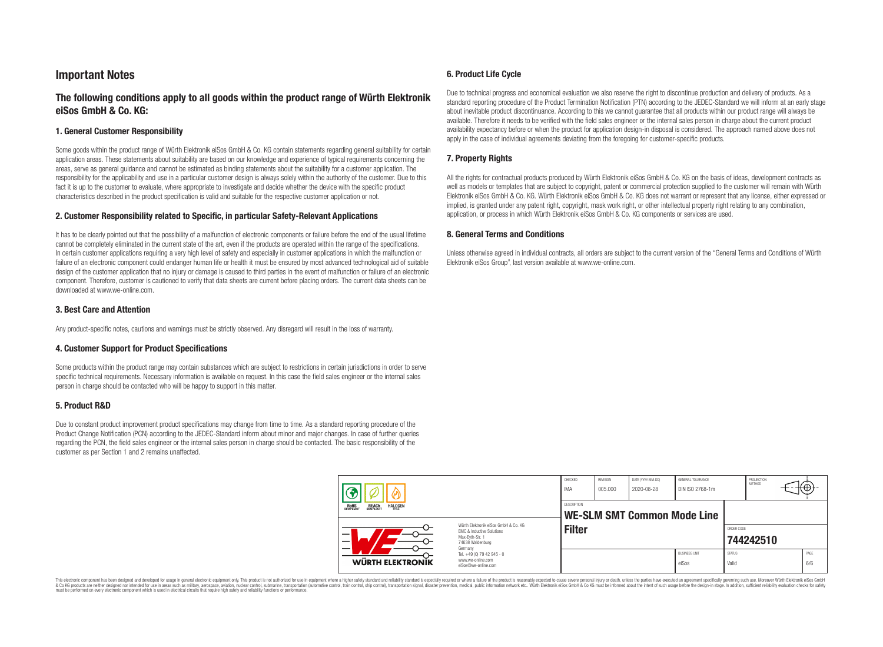# Important Notes

## The following conditions apply to all goods within the product range of Würth Elektronik eiSos GmbH & Co. KG:

### 1. General Customer Responsibility

Some goods within the product range of Würth Elektronik eiSos GmbH & Co. KG contain statements regarding general suitability for certain application areas. These statements about suitability are based on our knowledge and experience of typical requirements concerning the areas, serve as general guidance and cannot be estimated as binding statements about the suitability for a customer application. The responsibility for the applicability and use in a particular customer design is always solely within the authority of the customer. Due to this fact it is up to the customer to evaluate, where appropriate to investigate and decide whether the device with the specific product characteristics described in the product specification is valid and suitable for the respective customer application or not.

### 2. Customer Responsibility related to Specific, in particular Safety-Relevant Applications

It has to be clearly pointed out that the possibility of a malfunction of electronic components or failure before the end of the usual lifetime cannot be completely eliminated in the current state of the art, even if the products are operated within the range of the specifications. In certain customer applications requiring a very high level of safety and especially in customer applications in which the malfunction or failure of an electronic component could endanger human life or health it must be ensured by most advanced technological aid of suitable design of the customer application that no injury or damage is caused to third parties in the event of malfunction or failure of an electronic component. Therefore, customer is cautioned to verify that data sheets are current before placing orders. The current data sheets can be downloaded at www.we-online.com.

### 3. Best Care and Attention

Any product-specific notes, cautions and warnings must be strictly observed. Any disregard will result in the loss of warranty.

### 4. Customer Support for Product Specifications

Some products within the product range may contain substances which are subject to restrictions in certain jurisdictions in order to serve specific technical requirements. Necessary information is available on request. In this case the field sales engineer or the internal sales person in charge should be contacted who will be happy to support in this matter.

### 5. Product R&D

Due to constant product improvement product specifications may change from time to time. As a standard reporting procedure of the Product Change Notification (PCN) according to the JEDEC-Standard inform about minor and major changes. In case of further queries regarding the PCN, the field sales engineer or the internal sales person in charge should be contacted. The basic responsibility of the customer as per Section 1 and 2 remains unaffected.

### 6. Product Life Cycle

Due to technical progress and economical evaluation we also reserve the right to discontinue production and delivery of products. As a standard reporting procedure of the Product Termination Notification (PTN) according to the JEDEC-Standard we will inform at an early stage about inevitable product discontinuance. According to this we cannot guarantee that all products within our product range will always be available. Therefore it needs to be verified with the field sales engineer or the internal sales person in charge about the current product availability expectancy before or when the product for application design-in disposal is considered. The approach named above does not apply in the case of individual agreements deviating from the foregoing for customer-specific products.

### 7. Property Rights

All the rights for contractual products produced by Würth Elektronik eiSos GmbH & Co. KG on the basis of ideas, development contracts as well as models or templates that are subject to copyright, patent or commercial protection supplied to the customer will remain with Würth Elektronik eiSos GmbH & Co. KG. Würth Elektronik eiSos GmbH & Co. KG does not warrant or represent that any license, either expressed or implied, is granted under any patent right, copyright, mask work right, or other intellectual property right relating to any combination, application, or process in which Würth Elektronik eiSos GmbH & Co. KG components or services are used.

### 8. General Terms and Conditions

Unless otherwise agreed in individual contracts, all orders are subject to the current version of the "General Terms and Conditions of Würth Elektronik eiSos Group", last version available at www.we-online.com.

| | | | | | | | |
|---|---|---|---|---|---|---|---|
| RoHS COMPLIANT, REACh COMPLIANT, HALOGEN FREE | | CHECKED IMA | REVISION 005.000 | DATE (YYYY-MM-DD) 2020-08-28 | GENERAL TOLERANCE DIN ISO 2768-1m | PROJECTION METHOD | |
| WÜRTH ELEKTRONIK | Würth Elektronik eiSos GmbH & Co. KG<br>EMC & Inductive Solutions<br>Max-Eyth-Str. 1<br>74638 Waldenburg<br>Germany<br>Tel. +49 (0) 79 42 945 - 0<br>www.we-online.com<br>eiSos@we-online.com | DESCRIPTION **WE-SLM SMT Common Mode Line Filter** | | | | ORDER CODE **744242510** | |
| | | | | | BUSINESS UNIT eiSos | STATUS Valid | PAGE 6/6 |

This electronic component has been designed and developed for usage in general electronic equipment only. This product is not authorized for use in equipment where a higher safety standard and reliability standard is especially required or where a failure of the product is reasonably expected to cause severe personal injury or death, unless the parties have executed an agreement specifically governing such use. Moreover Würth Elektronik eiSos GmbH & Co KG products are neither designed nor intended for use in areas such as military, aerospace, aviation, nuclear control, submarine, transportation (automotive control, train control, ship control), transportation signal, disaster prevention, medical, public information network etc.. Würth Elektronik eiSos GmbH & Co KG must be informed about the intent of such usage before the design-in stage. In addition, sufficient reliability evaluation checks for safety must be performed on every electronic component which is used in electrical circuits that require high safety and reliability functions or performance.